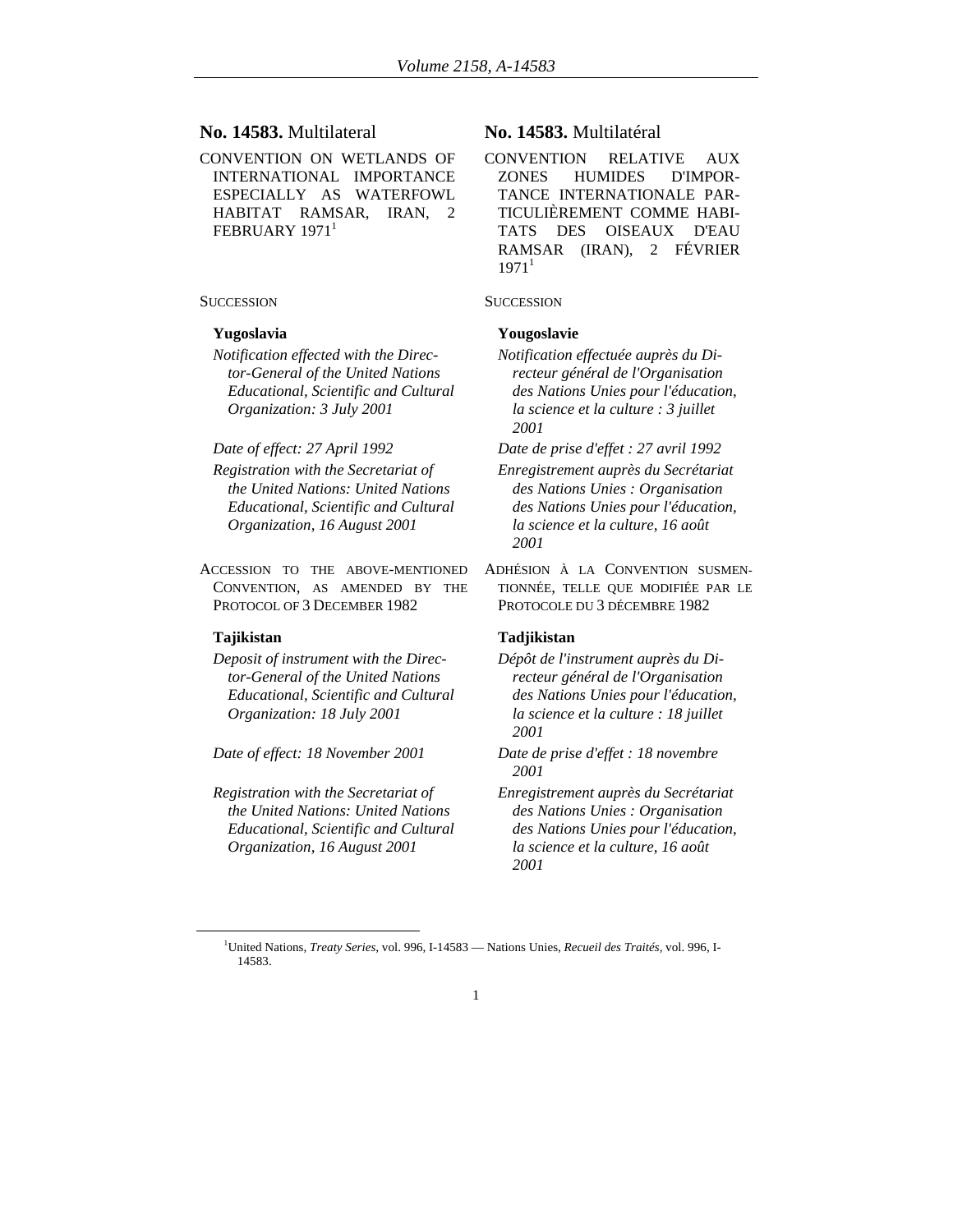**No. 14583.** Multilateral

CONVENTION ON WETLANDS OF INTERNATIONAL IMPORTANCE ESPECIALLY AS WATERFOWL HABITAT RAMSAR, IRAN, 2 FEBRUARY 1971[1]

SUCCESSION

**Yugoslavia**

*Notification effected with the Director-General of the United Nations Educational, Scientific and Cultural Organization: 3 July 2001*

*Date of effect: 27 April 1992*

*Registration with the Secretariat of the United Nations: United Nations Educational, Scientific and Cultural Organization, 16 August 2001*

ACCESSION TO THE ABOVE-MENTIONED CONVENTION, AS AMENDED BY THE PROTOCOL OF 3 DECEMBER 1982

**Tajikistan**

*Deposit of instrument with the Director-General of the United Nations Educational, Scientific and Cultural Organization: 18 July 2001*

*Date of effect: 18 November 2001*

*Registration with the Secretariat of the United Nations: United Nations Educational, Scientific and Cultural Organization, 16 August 2001*

**No. 14583.** Multilatéral

CONVENTION RELATIVE AUX ZONES HUMIDES D'IMPORTANCE INTERNATIONALE PARTICULIÈREMENT COMME HABITATS DES OISEAUX D'EAU RAMSAR (IRAN), 2 FÉVRIER 1971[1]

SUCCESSION

**Yougoslavie**

*Notification effectuée auprès du Directeur général de l'Organisation des Nations Unies pour l'éducation, la science et la culture : 3 juillet 2001*

*Date de prise d'effet : 27 avril 1992*

*Enregistrement auprès du Secrétariat des Nations Unies : Organisation des Nations Unies pour l'éducation, la science et la culture, 16 août 2001*

ADHÉSION À LA CONVENTION SUSMENTIONNÉE, TELLE QUE MODIFIÉE PAR LE PROTOCOLE DU 3 DÉCEMBRE 1982

**Tadjikistan**

*Dépôt de l'instrument auprès du Directeur général de l'Organisation des Nations Unies pour l'éducation, la science et la culture : 18 juillet 2001*

*Date de prise d'effet : 18 novembre 2001*

*Enregistrement auprès du Secrétariat des Nations Unies : Organisation des Nations Unies pour l'éducation, la science et la culture, 16 août 2001*

---

[1] United Nations, *Treaty Series*, vol. 996, I-14583 — Nations Unies, *Recueil des Traités*, vol. 996, I-14583.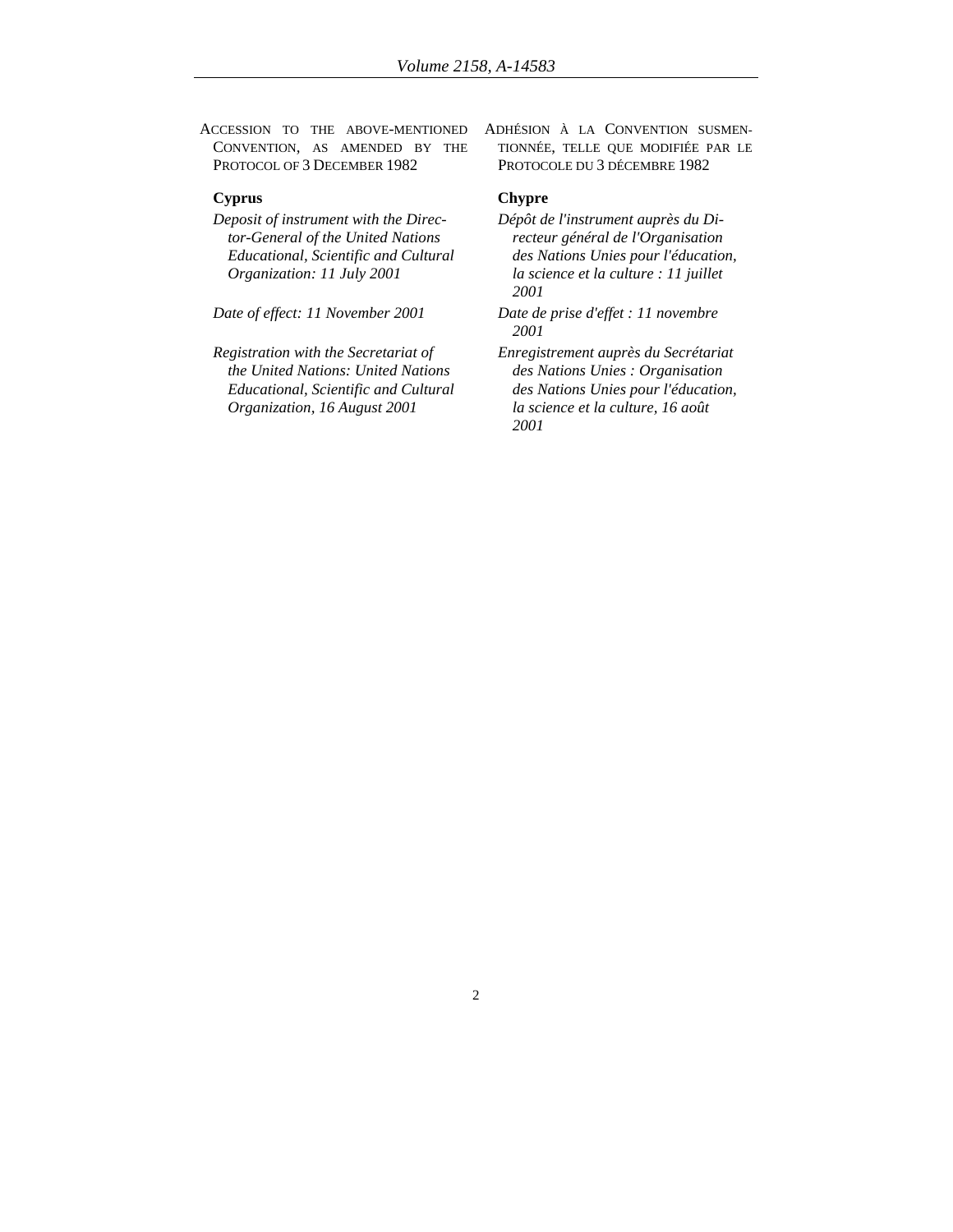ACCESSION TO THE ABOVE-MENTIONED CONVENTION, AS AMENDED BY THE PROTOCOL OF 3 DECEMBER 1982

**Cyprus**

*Deposit of instrument with the Director-General of the United Nations Educational, Scientific and Cultural Organization: 11 July 2001*

*Date of effect: 11 November 2001*

*Registration with the Secretariat of the United Nations: United Nations Educational, Scientific and Cultural Organization, 16 August 2001*

ADHÉSION À LA CONVENTION SUSMENTIONNÉE, TELLE QUE MODIFIÉE PAR LE PROTOCOLE DU 3 DÉCEMBRE 1982

**Chypre**

*Dépôt de l'instrument auprès du Directeur général de l'Organisation des Nations Unies pour l'éducation, la science et la culture : 11 juillet 2001*

*Date de prise d'effet : 11 novembre 2001*

*Enregistrement auprès du Secrétariat des Nations Unies : Organisation des Nations Unies pour l'éducation, la science et la culture, 16 août 2001*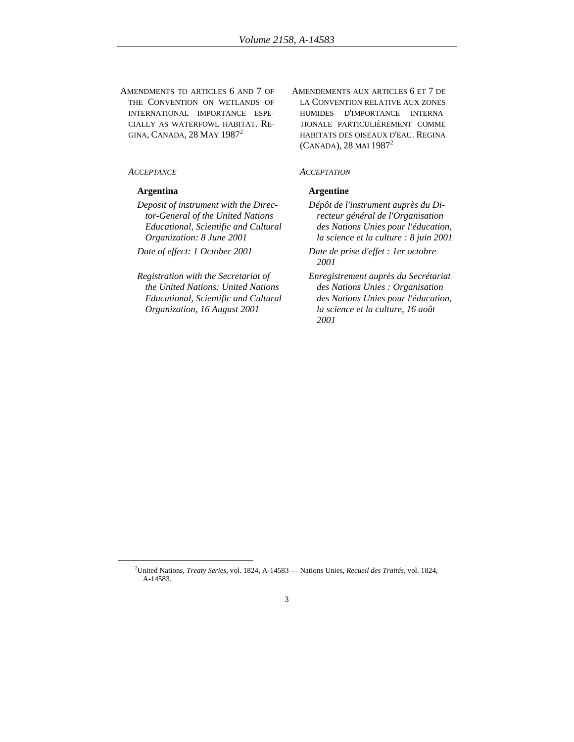AMENDMENTS TO ARTICLES 6 AND 7 OF THE CONVENTION ON WETLANDS OF INTERNATIONAL IMPORTANCE ESPECIALLY AS WATERFOWL HABITAT. REGINA, CANADA, 28 MAY 1987[2]

*ACCEPTANCE*

**Argentina**

*Deposit of instrument with the Director-General of the United Nations Educational, Scientific and Cultural Organization: 8 June 2001*

*Date of effect: 1 October 2001*

*Registration with the Secretariat of the United Nations: United Nations Educational, Scientific and Cultural Organization, 16 August 2001*

AMENDEMENTS AUX ARTICLES 6 ET 7 DE LA CONVENTION RELATIVE AUX ZONES HUMIDES D'IMPORTANCE INTERNATIONALE PARTICULIÈREMENT COMME HABITATS DES OISEAUX D'EAU. REGINA (CANADA), 28 MAI 1987[2]

*ACCEPTATION*

**Argentine**

*Dépôt de l'instrument auprès du Directeur général de l'Organisation des Nations Unies pour l'éducation, la science et la culture : 8 juin 2001*

*Date de prise d'effet : 1er octobre 2001*

*Enregistrement auprès du Secrétariat des Nations Unies : Organisation des Nations Unies pour l'éducation, la science et la culture, 16 août 2001*

---

[2] United Nations, *Treaty Series*, vol. 1824, A-14583 — Nations Unies, *Recueil des Traités*, vol. 1824, A-14583.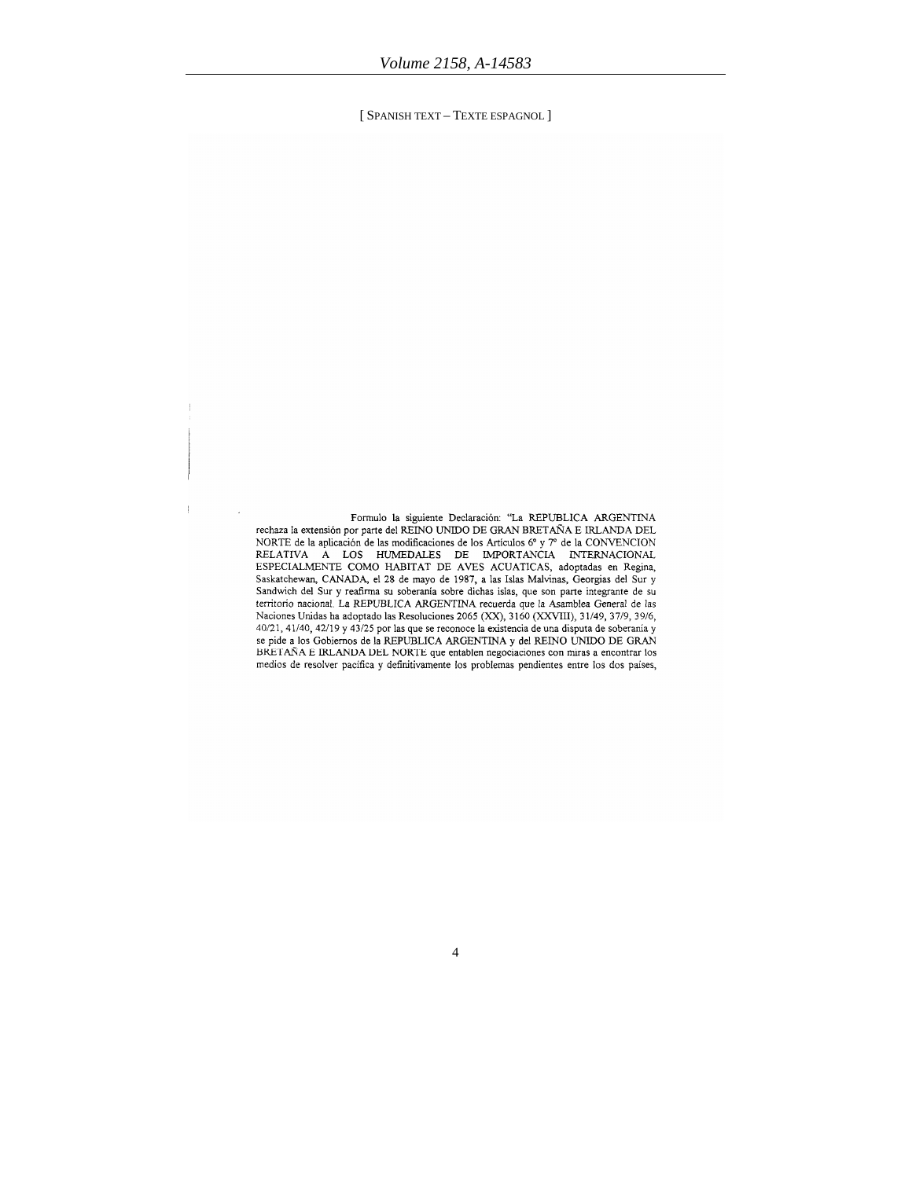[ SPANISH TEXT – TEXTE ESPAGNOL ]

Formulo la siguiente Declaración: "La REPUBLICA ARGENTINA rechaza la extensión por parte del REINO UNIDO DE GRAN BRETAÑA E IRLANDA DEL NORTE de la aplicación de las modificaciones de los Artículos 6° y 7° de la CONVENCION RELATIVA A LOS HUMEDALES DE IMPORTANCIA INTERNACIONAL ESPECIALMENTE COMO HABITAT DE AVES ACUATICAS, adoptadas en Regina, Saskatchewan, CANADA, el 28 de mayo de 1987, a las Islas Malvinas, Georgias del Sur y Sandwich del Sur y reafirma su soberanía sobre dichas islas, que son parte integrante de su territorio nacional. La REPUBLICA ARGENTINA recuerda que la Asamblea General de las Naciones Unidas ha adoptado las Resoluciones 2065 (XX), 3160 (XXVIII), 31/49, 37/9, 39/6, 40/21, 41/40, 42/19 y 43/25 por las que se reconoce la existencia de una disputa de soberanía y se pide a los Gobiernos de la REPUBLICA ARGENTINA y del REINO UNIDO DE GRAN BRETAÑA E IRLANDA DEL NORTE que entablen negociaciones con miras a encontrar los medios de resolver pacífica y definitivamente los problemas pendientes entre los dos países,